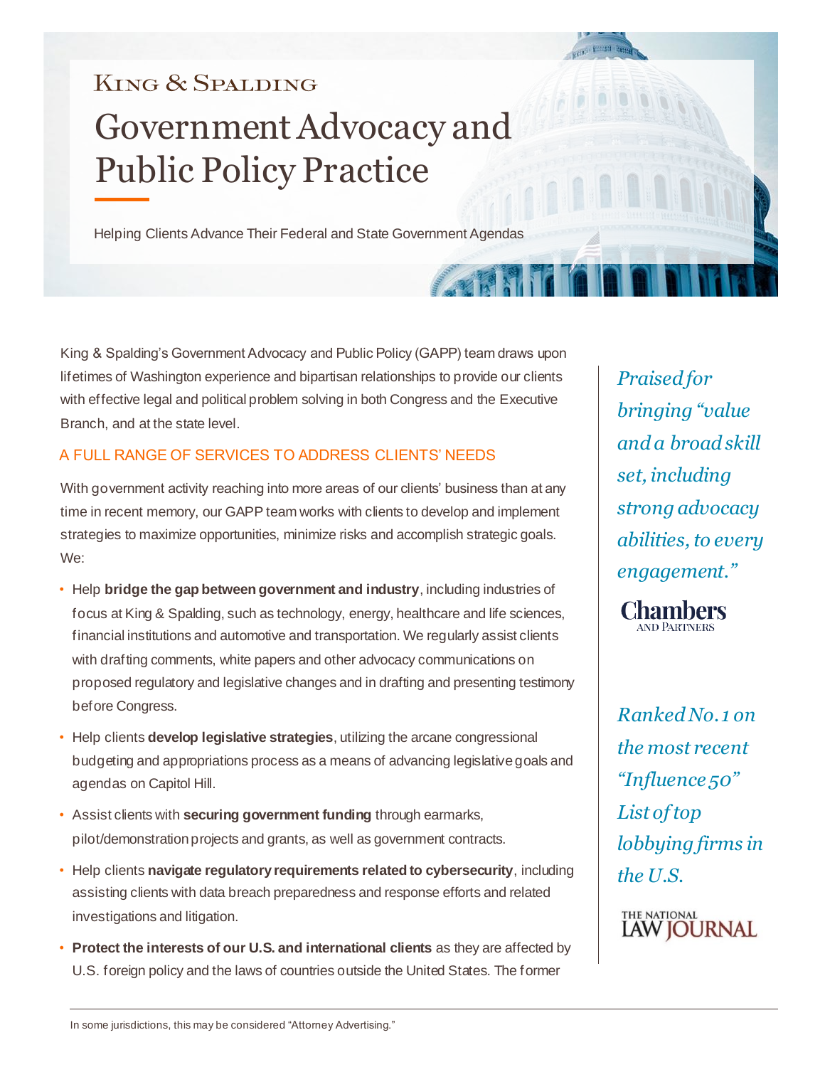KING & SPALDING

# Government Advocacy and Public Policy Practice

Helping Clients Advance Their Federal and State Government Agendas

King & Spalding's Government Advocacy and Public Policy (GAPP) team draws upon lifetimes of Washington experience and bipartisan relationships to provide our clients with effective legal and political problem solving in both Congress and the Executive Branch, and at the state level.

## A FULL RANGE OF SERVICES TO ADDRESS CLIENTS' NEEDS

With government activity reaching into more areas of our clients' business than at any time in recent memory, our GAPP team works with clients to develop and implement strategies to maximize opportunities, minimize risks and accomplish strategic goals. We:

- Help **bridge the gap between government and industry**, including industries of focus at King & Spalding, such as technology, energy, healthcare and life sciences, financial institutions and automotive and transportation. We regularly assist clients with drafting comments, white papers and other advocacy communications on proposed regulatory and legislative changes and in drafting and presenting testimony before Congress.
- Help clients **develop legislative strategies**, utilizing the arcane congressional budgeting and appropriations process as a means of advancing legislative goals and agendas on Capitol Hill.
- Assist clients with **securing government funding** through earmarks, pilot/demonstration projects and grants, as well as government contracts.
- Help clients **navigate regulatory requirements related to cybersecurity**, including assisting clients with data breach preparedness and response efforts and related investigations and litigation.
- **Protect the interests of our U.S. and international clients** as they are affected by U.S. foreign policy and the laws of countries outside the United States. The former

*Praised for bringing "value and a broad skill set, including strong advocacy abilities, to every engagement."*

Chambers and Partners

*Ranked No. 1 on the most recent "Influence 50" List of top lobbying firms in the U.S.*

The National Law Journal

In some jurisdictions, this may be considered "Attorney Advertising."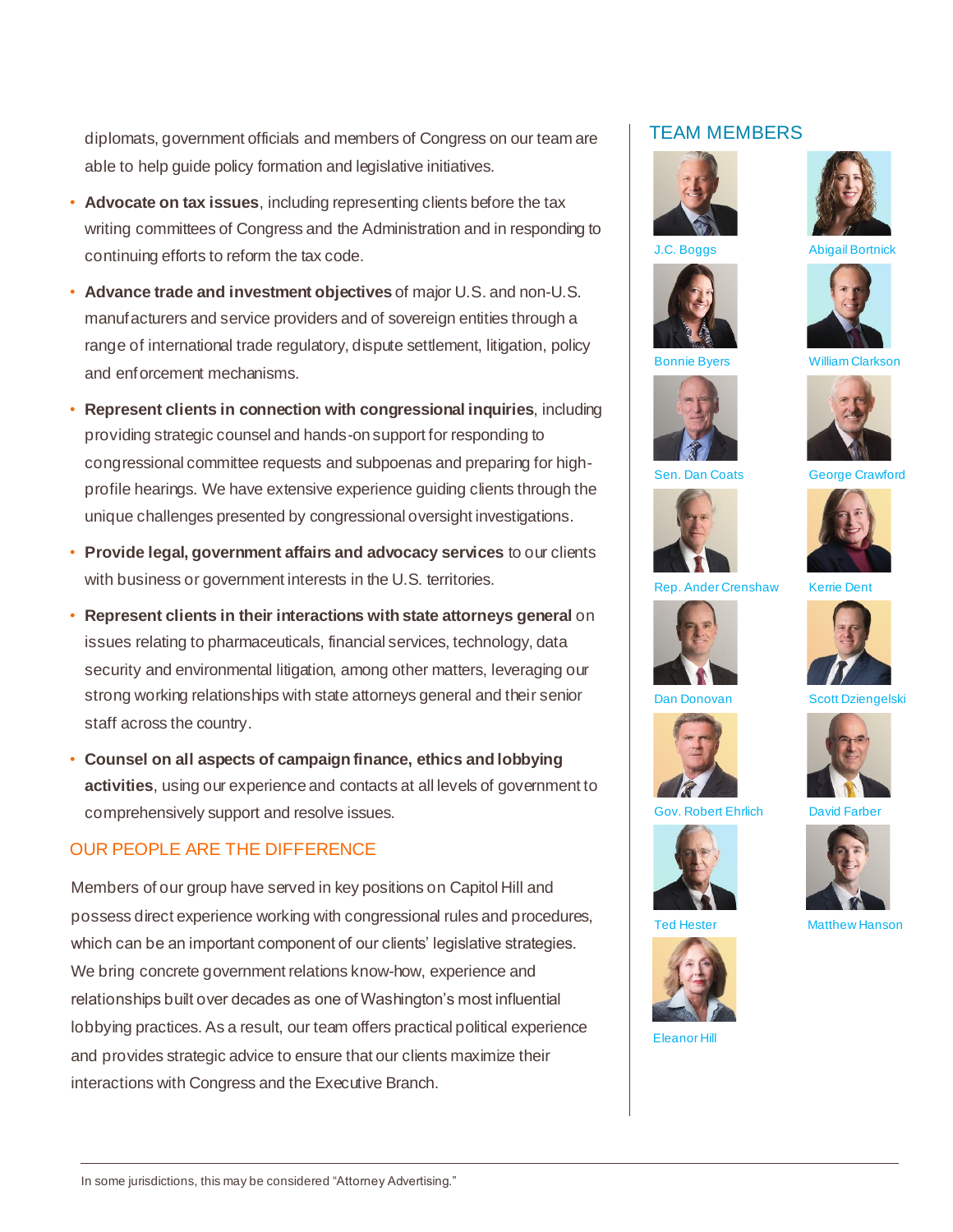diplomats, government officials and members of Congress on our team are able to help guide policy formation and legislative initiatives.

- **Advocate on tax issues**, including representing clients before the tax writing committees of Congress and the Administration and in responding to continuing efforts to reform the tax code.
- **Advance trade and investment objectives** of major U.S. and non-U.S. manufacturers and service providers and of sovereign entities through a range of international trade regulatory, dispute settlement, litigation, policy and enforcement mechanisms.
- **Represent clients in connection with congressional inquiries**, including providing strategic counsel and hands-on support for responding to congressional committee requests and subpoenas and preparing for high-profile hearings. We have extensive experience guiding clients through the unique challenges presented by congressional oversight investigations.
- **Provide legal, government affairs and advocacy services** to our clients with business or government interests in the U.S. territories.
- **Represent clients in their interactions with state attorneys general** on issues relating to pharmaceuticals, financial services, technology, data security and environmental litigation, among other matters, leveraging our strong working relationships with state attorneys general and their senior staff across the country.
- **Counsel on all aspects of campaign finance, ethics and lobbying activities**, using our experience and contacts at all levels of government to comprehensively support and resolve issues.

## OUR PEOPLE ARE THE DIFFERENCE

Members of our group have served in key positions on Capitol Hill and possess direct experience working with congressional rules and procedures, which can be an important component of our clients' legislative strategies. We bring concrete government relations know-how, experience and relationships built over decades as one of Washington's most influential lobbying practices. As a result, our team offers practical political experience and provides strategic advice to ensure that our clients maximize their interactions with Congress and the Executive Branch.

## TEAM MEMBERS

J.C. Boggs

Abigail Bortnick

Bonnie Byers

William Clarkson

Sen. Dan Coats

George Crawford

Rep. Ander Crenshaw

Kerrie Dent

Dan Donovan

Scott Dziengelski

Gov. Robert Ehrlich

David Farber

Ted Hester

Matthew Hanson

Eleanor Hill

In some jurisdictions, this may be considered "Attorney Advertising."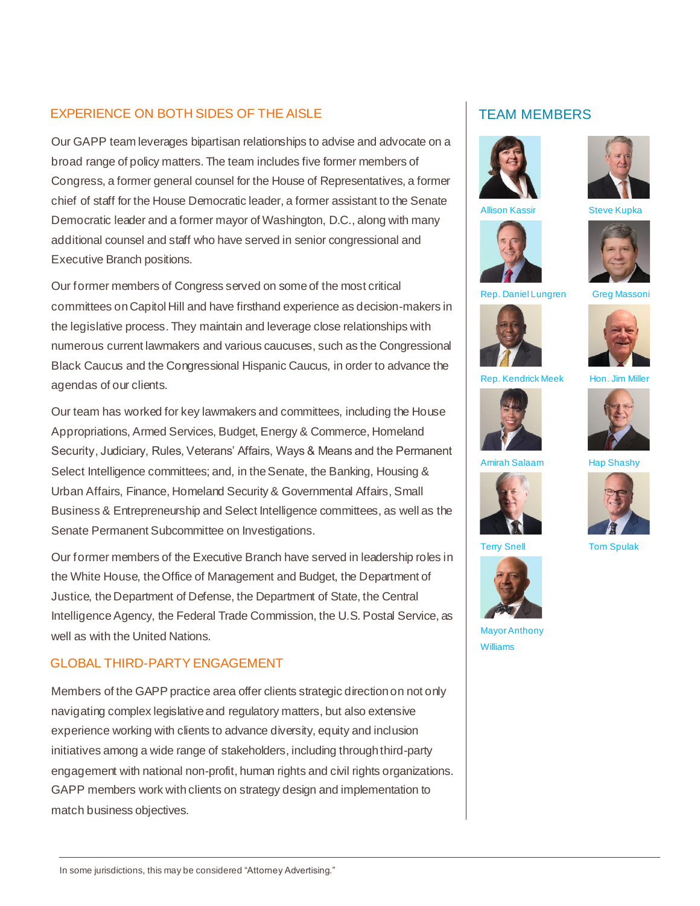## EXPERIENCE ON BOTH SIDES OF THE AISLE

Our GAPP team leverages bipartisan relationships to advise and advocate on a broad range of policy matters. The team includes five former members of Congress, a former general counsel for the House of Representatives, a former chief of staff for the House Democratic leader, a former assistant to the Senate Democratic leader and a former mayor of Washington, D.C., along with many additional counsel and staff who have served in senior congressional and Executive Branch positions.

Our former members of Congress served on some of the most critical committees on Capitol Hill and have firsthand experience as decision-makers in the legislative process. They maintain and leverage close relationships with numerous current lawmakers and various caucuses, such as the Congressional Black Caucus and the Congressional Hispanic Caucus, in order to advance the agendas of our clients.

Our team has worked for key lawmakers and committees, including the House Appropriations, Armed Services, Budget, Energy & Commerce, Homeland Security, Judiciary, Rules, Veterans' Affairs, Ways & Means and the Permanent Select Intelligence committees; and, in the Senate, the Banking, Housing & Urban Affairs, Finance, Homeland Security & Governmental Affairs, Small Business & Entrepreneurship and Select Intelligence committees, as well as the Senate Permanent Subcommittee on Investigations.

Our former members of the Executive Branch have served in leadership roles in the White House, the Office of Management and Budget, the Department of Justice, the Department of Defense, the Department of State, the Central Intelligence Agency, the Federal Trade Commission, the U.S. Postal Service, as well as with the United Nations.

## GLOBAL THIRD-PARTY ENGAGEMENT

Members of the GAPP practice area offer clients strategic direction on not only navigating complex legislative and regulatory matters, but also extensive experience working with clients to advance diversity, equity and inclusion initiatives among a wide range of stakeholders, including through third-party engagement with national non-profit, human rights and civil rights organizations. GAPP members work with clients on strategy design and implementation to match business objectives.

## TEAM MEMBERS

- Allison Kassir
- Steve Kupka
- Rep. Daniel Lungren
- Greg Massoni
- Rep. Kendrick Meek
- Hon. Jim Miller
- Amirah Salaam
- Hap Shashy
- Terry Snell
- Tom Spulak
- Mayor Anthony Williams

In some jurisdictions, this may be considered "Attorney Advertising."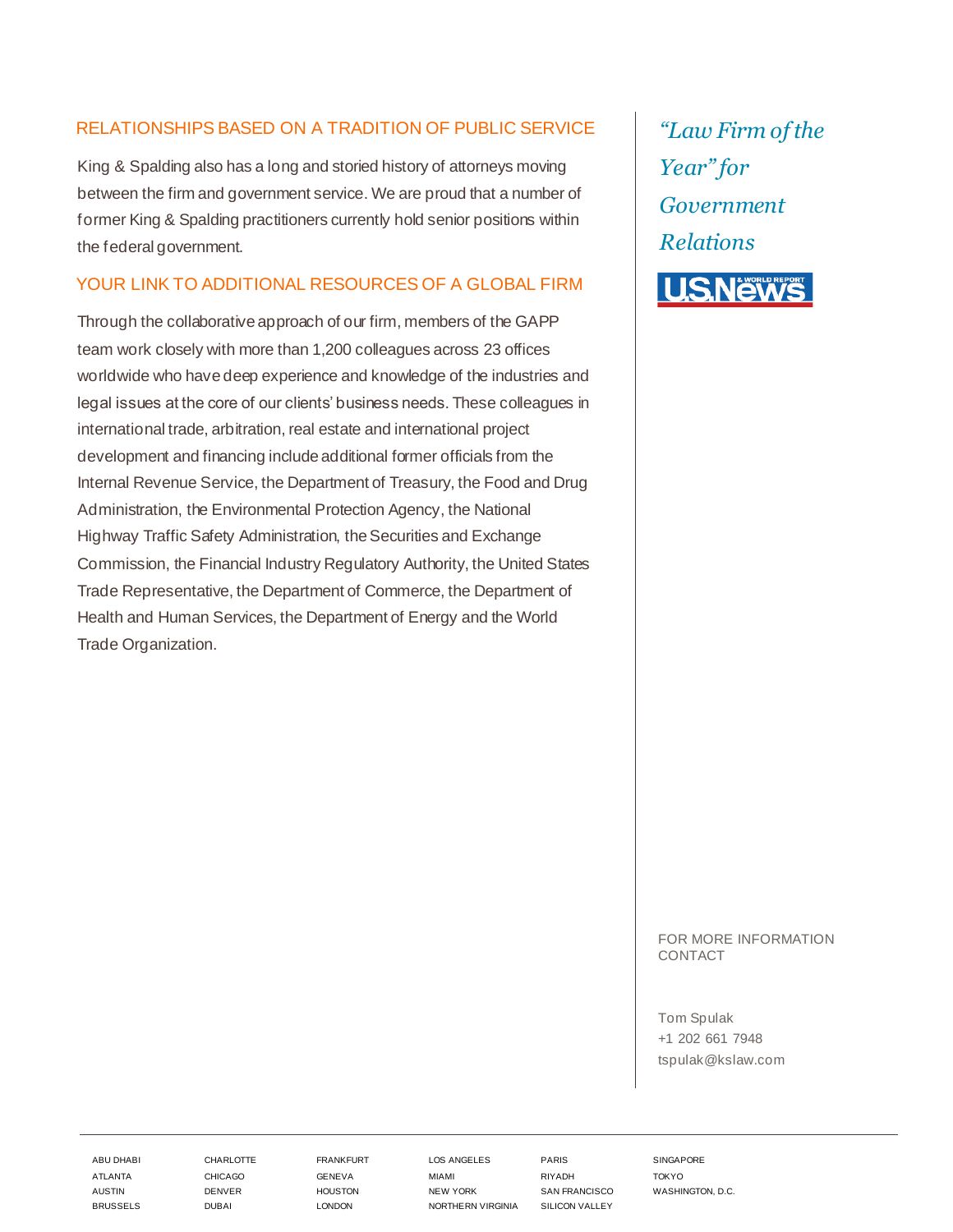## RELATIONSHIPS BASED ON A TRADITION OF PUBLIC SERVICE

King & Spalding also has a long and storied history of attorneys moving between the firm and government service. We are proud that a number of former King & Spalding practitioners currently hold senior positions within the federal government.

## YOUR LINK TO ADDITIONAL RESOURCES OF A GLOBAL FIRM

Through the collaborative approach of our firm, members of the GAPP team work closely with more than 1,200 colleagues across 23 offices worldwide who have deep experience and knowledge of the industries and legal issues at the core of our clients' business needs. These colleagues in international trade, arbitration, real estate and international project development and financing include additional former officials from the Internal Revenue Service, the Department of Treasury, the Food and Drug Administration, the Environmental Protection Agency, the National Highway Traffic Safety Administration, the Securities and Exchange Commission, the Financial Industry Regulatory Authority, the United States Trade Representative, the Department of Commerce, the Department of Health and Human Services, the Department of Energy and the World Trade Organization.

*"Law Firm of the Year" for Government Relations*

U.S. News & World Report

FOR MORE INFORMATION CONTACT

Tom Spulak
+1 202 661 7948
tspulak@kslaw.com

| | | | | | |
|---|---|---|---|---|---|
| ABU DHABI | CHARLOTTE | FRANKFURT | LOS ANGELES | PARIS | SINGAPORE |
| ATLANTA | CHICAGO | GENEVA | MIAMI | RIYADH | TOKYO |
| AUSTIN | DENVER | HOUSTON | NEW YORK | SAN FRANCISCO | WASHINGTON, D.C. |
| BRUSSELS | DUBAI | LONDON | NORTHERN VIRGINIA | SILICON VALLEY | |